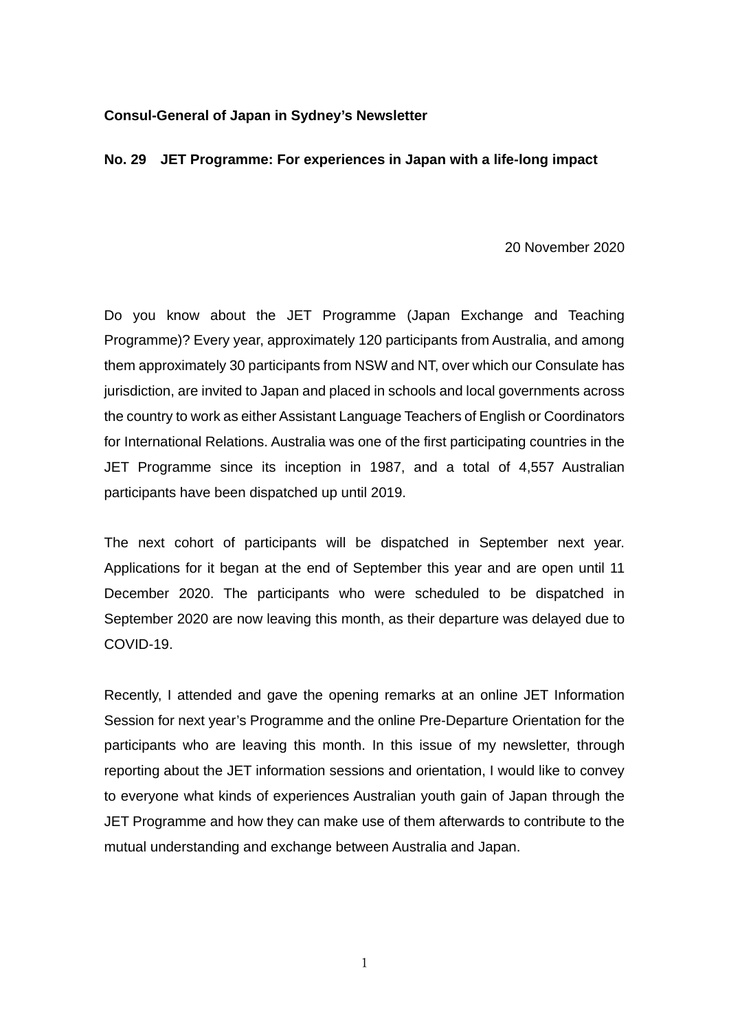**Consul-General of Japan in Sydney's Newsletter**

**No. 29 JET Programme: For experiences in Japan with a life-long impact**

20 November 2020

Do you know about the JET Programme (Japan Exchange and Teaching Programme)? Every year, approximately 120 participants from Australia, and among them approximately 30 participants from NSW and NT, over which our Consulate has jurisdiction, are invited to Japan and placed in schools and local governments across the country to work as either Assistant Language Teachers of English or Coordinators for International Relations. Australia was one of the first participating countries in the JET Programme since its inception in 1987, and a total of 4,557 Australian participants have been dispatched up until 2019.

The next cohort of participants will be dispatched in September next year. Applications for it began at the end of September this year and are open until 11 December 2020. The participants who were scheduled to be dispatched in September 2020 are now leaving this month, as their departure was delayed due to COVID-19.

Recently, I attended and gave the opening remarks at an online JET Information Session for next year's Programme and the online Pre-Departure Orientation for the participants who are leaving this month. In this issue of my newsletter, through reporting about the JET information sessions and orientation, I would like to convey to everyone what kinds of experiences Australian youth gain of Japan through the JET Programme and how they can make use of them afterwards to contribute to the mutual understanding and exchange between Australia and Japan.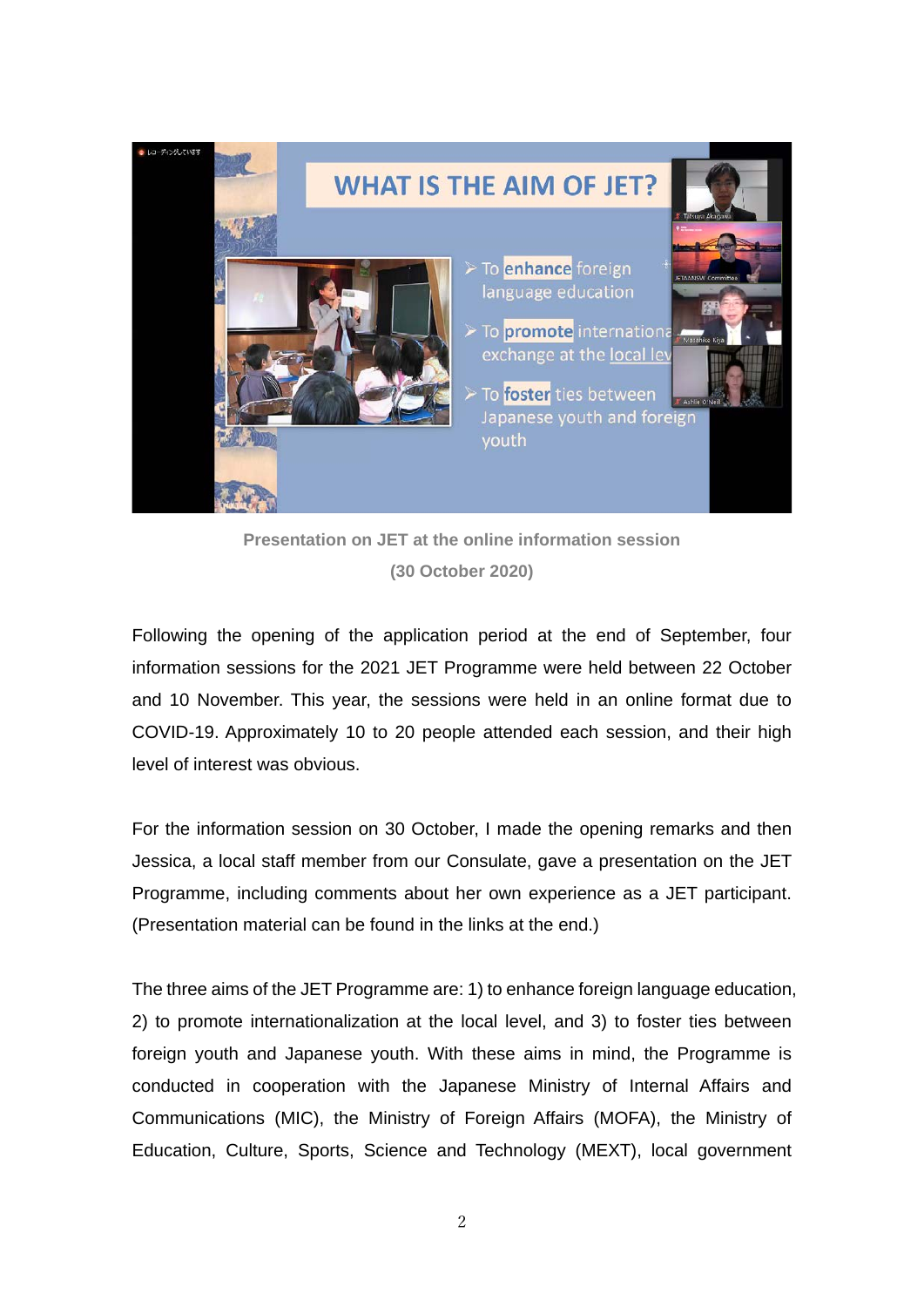Presentation on JET at the online information session

(30 October 2020)

Following the opening of the application period at the end of September, four information sessions for the 2021 JET Programme were held between 22 October and 10 November. This year, the sessions were held in an online format due to COVID-19. Approximately 10 to 20 people attended each session, and their high level of interest was obvious.

For the information session on 30 October, I made the opening remarks and then Jessica, a local staff member from our Consulate, gave a presentation on the JET Programme, including comments about her own experience as a JET participant. (Presentation material can be found in the links at the end.)

The three aims of the JET Programme are: 1) to enhance foreign language education, 2) to promote internationalization at the local level, and 3) to foster ties between foreign youth and Japanese youth. With these aims in mind, the Programme is conducted in cooperation with the Japanese Ministry of Internal Affairs and Communications (MIC), the Ministry of Foreign Affairs (MOFA), the Ministry of Education, Culture, Sports, Science and Technology (MEXT), local government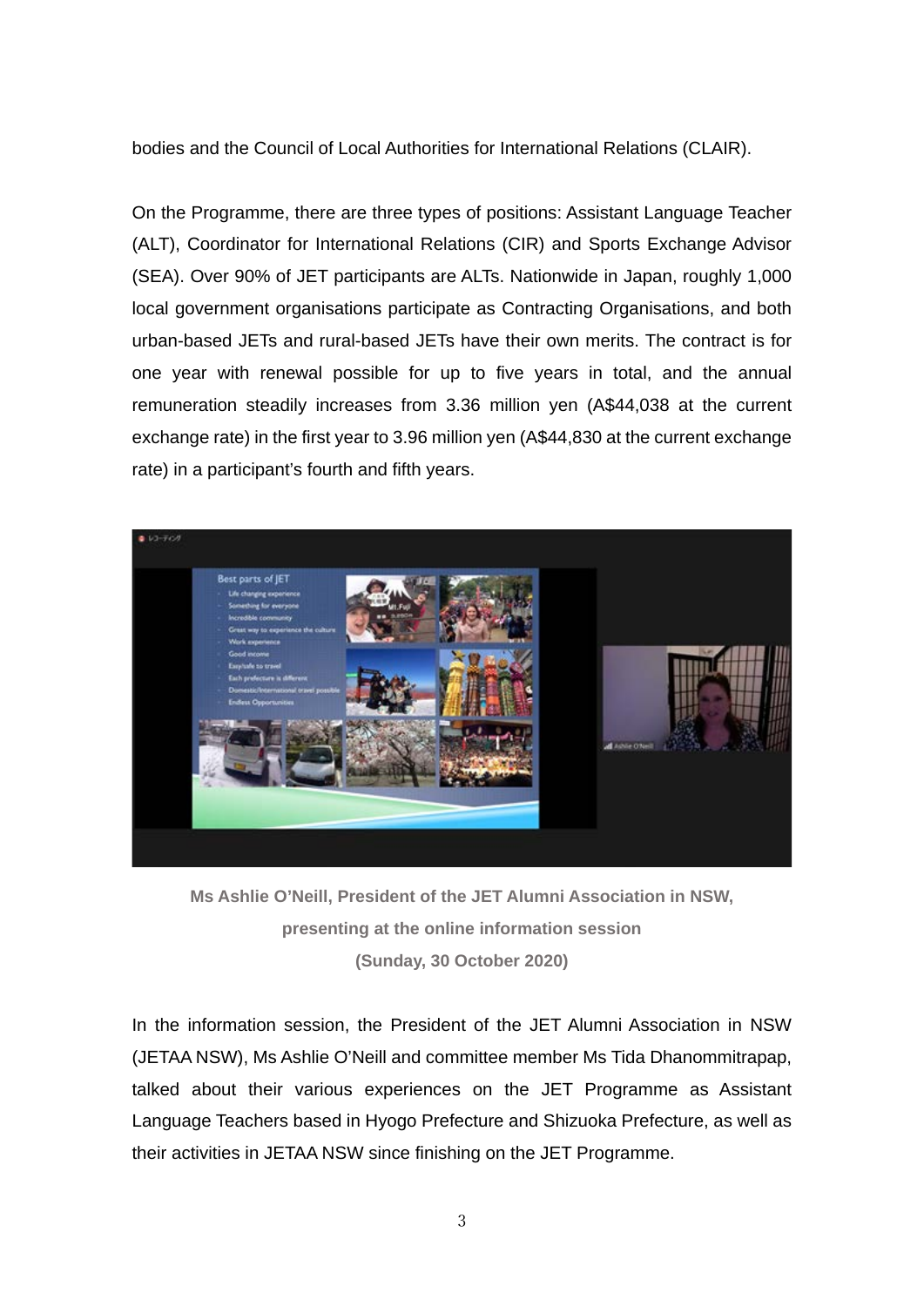bodies and the Council of Local Authorities for International Relations (CLAIR).

On the Programme, there are three types of positions: Assistant Language Teacher (ALT), Coordinator for International Relations (CIR) and Sports Exchange Advisor (SEA). Over 90% of JET participants are ALTs. Nationwide in Japan, roughly 1,000 local government organisations participate as Contracting Organisations, and both urban-based JETs and rural-based JETs have their own merits. The contract is for one year with renewal possible for up to five years in total, and the annual remuneration steadily increases from 3.36 million yen (A$44,038 at the current exchange rate) in the first year to 3.96 million yen (A$44,830 at the current exchange rate) in a participant's fourth and fifth years.

**Ms Ashlie O'Neill, President of the JET Alumni Association in NSW, presenting at the online information session (Sunday, 30 October 2020)**

In the information session, the President of the JET Alumni Association in NSW (JETAA NSW), Ms Ashlie O'Neill and committee member Ms Tida Dhanommitrapap, talked about their various experiences on the JET Programme as Assistant Language Teachers based in Hyogo Prefecture and Shizuoka Prefecture, as well as their activities in JETAA NSW since finishing on the JET Programme.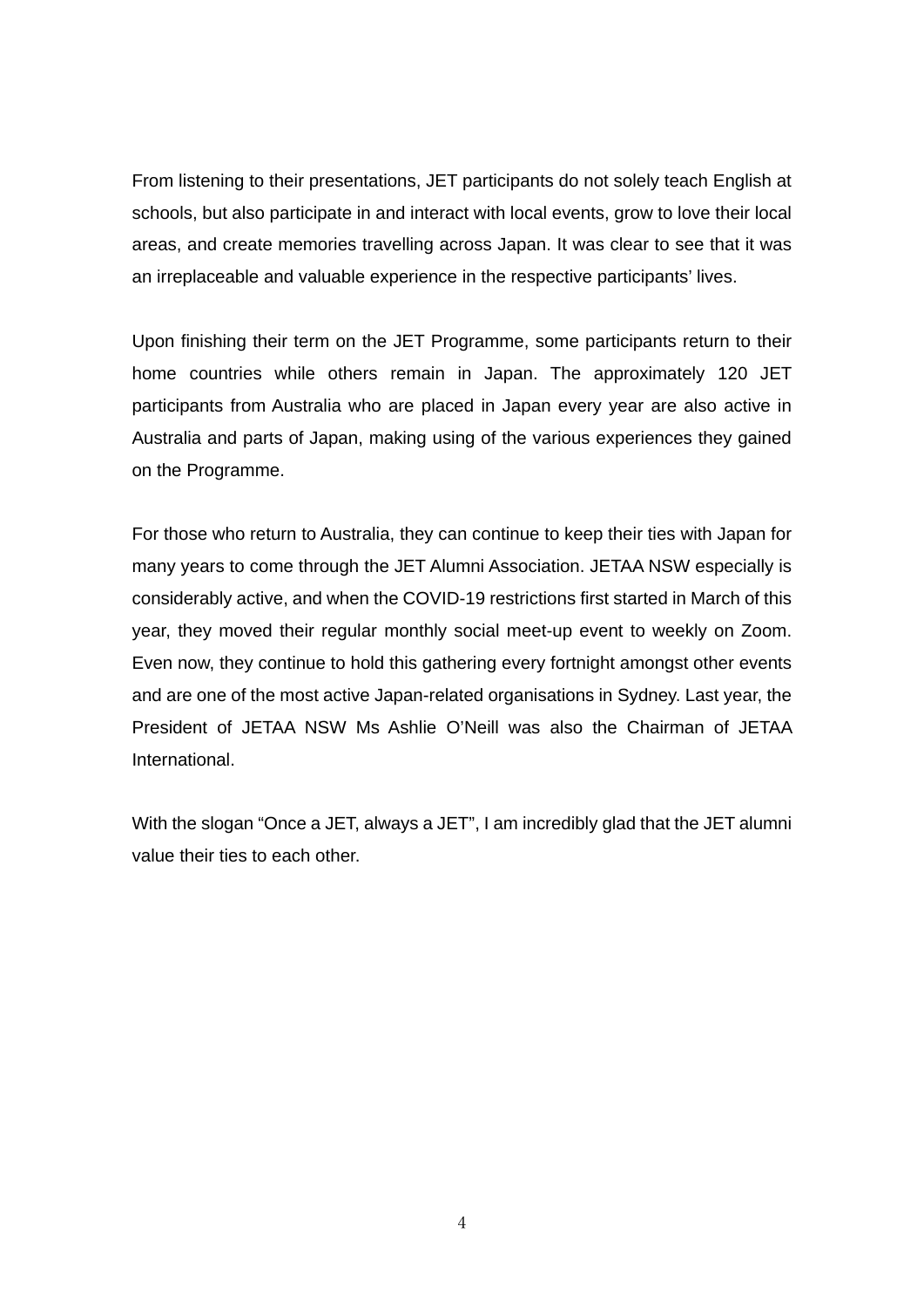From listening to their presentations, JET participants do not solely teach English at schools, but also participate in and interact with local events, grow to love their local areas, and create memories travelling across Japan. It was clear to see that it was an irreplaceable and valuable experience in the respective participants' lives.

Upon finishing their term on the JET Programme, some participants return to their home countries while others remain in Japan. The approximately 120 JET participants from Australia who are placed in Japan every year are also active in Australia and parts of Japan, making using of the various experiences they gained on the Programme.

For those who return to Australia, they can continue to keep their ties with Japan for many years to come through the JET Alumni Association. JETAA NSW especially is considerably active, and when the COVID-19 restrictions first started in March of this year, they moved their regular monthly social meet-up event to weekly on Zoom. Even now, they continue to hold this gathering every fortnight amongst other events and are one of the most active Japan-related organisations in Sydney. Last year, the President of JETAA NSW Ms Ashlie O'Neill was also the Chairman of JETAA International.

With the slogan "Once a JET, always a JET", I am incredibly glad that the JET alumni value their ties to each other.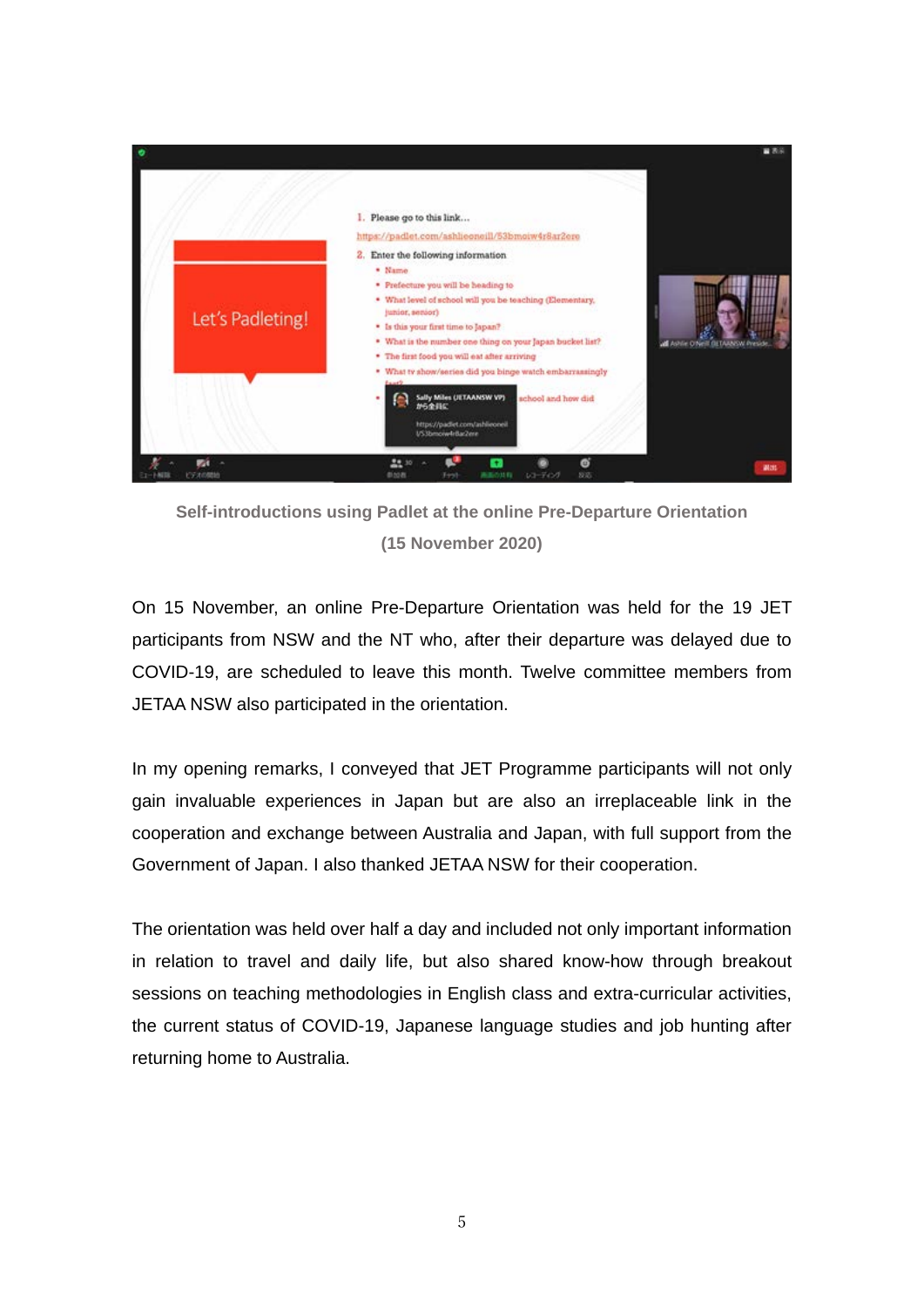**Self-introductions using Padlet at the online Pre-Departure Orientation (15 November 2020)**

On 15 November, an online Pre-Departure Orientation was held for the 19 JET participants from NSW and the NT who, after their departure was delayed due to COVID-19, are scheduled to leave this month. Twelve committee members from JETAA NSW also participated in the orientation.

In my opening remarks, I conveyed that JET Programme participants will not only gain invaluable experiences in Japan but are also an irreplaceable link in the cooperation and exchange between Australia and Japan, with full support from the Government of Japan. I also thanked JETAA NSW for their cooperation.

The orientation was held over half a day and included not only important information in relation to travel and daily life, but also shared know-how through breakout sessions on teaching methodologies in English class and extra-curricular activities, the current status of COVID-19, Japanese language studies and job hunting after returning home to Australia.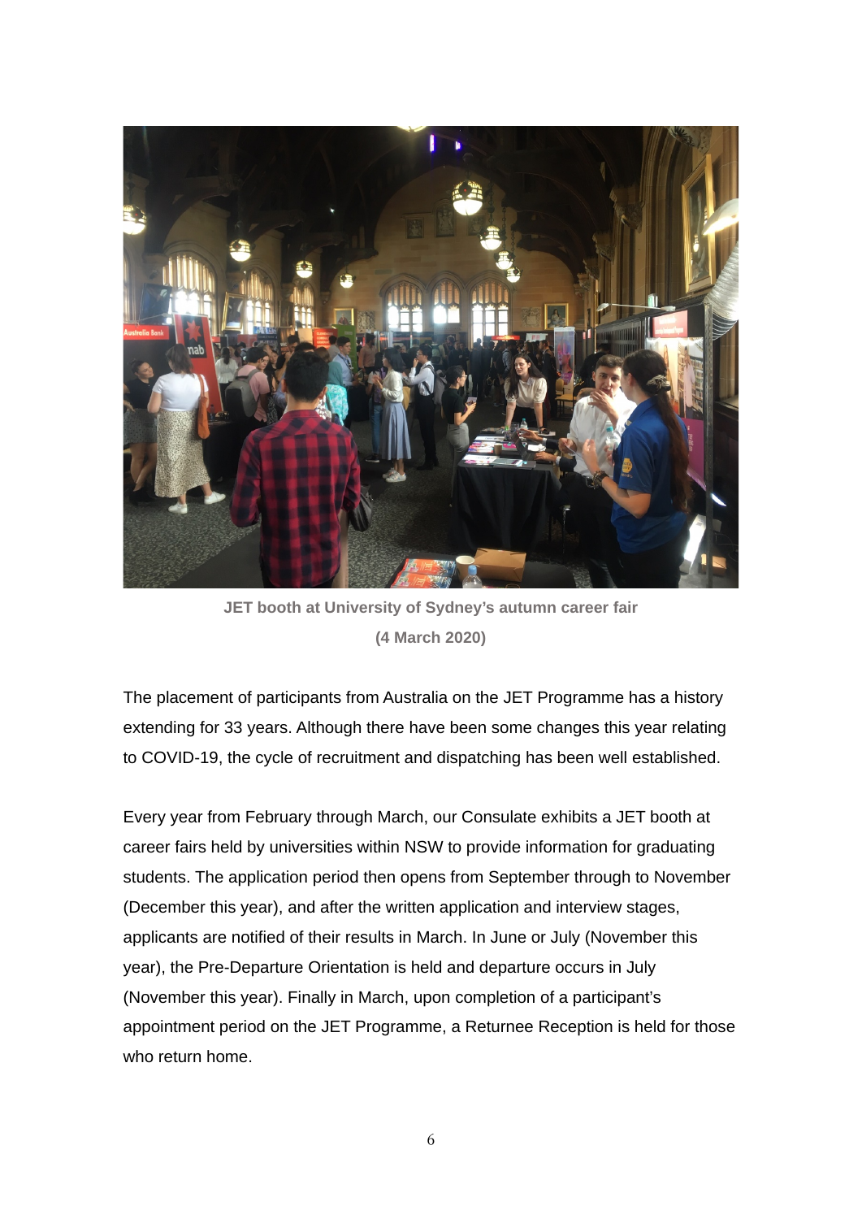**JET booth at University of Sydney's autumn career fair**

**(4 March 2020)**

The placement of participants from Australia on the JET Programme has a history extending for 33 years. Although there have been some changes this year relating to COVID-19, the cycle of recruitment and dispatching has been well established.

Every year from February through March, our Consulate exhibits a JET booth at career fairs held by universities within NSW to provide information for graduating students. The application period then opens from September through to November (December this year), and after the written application and interview stages, applicants are notified of their results in March. In June or July (November this year), the Pre-Departure Orientation is held and departure occurs in July (November this year). Finally in March, upon completion of a participant's appointment period on the JET Programme, a Returnee Reception is held for those who return home.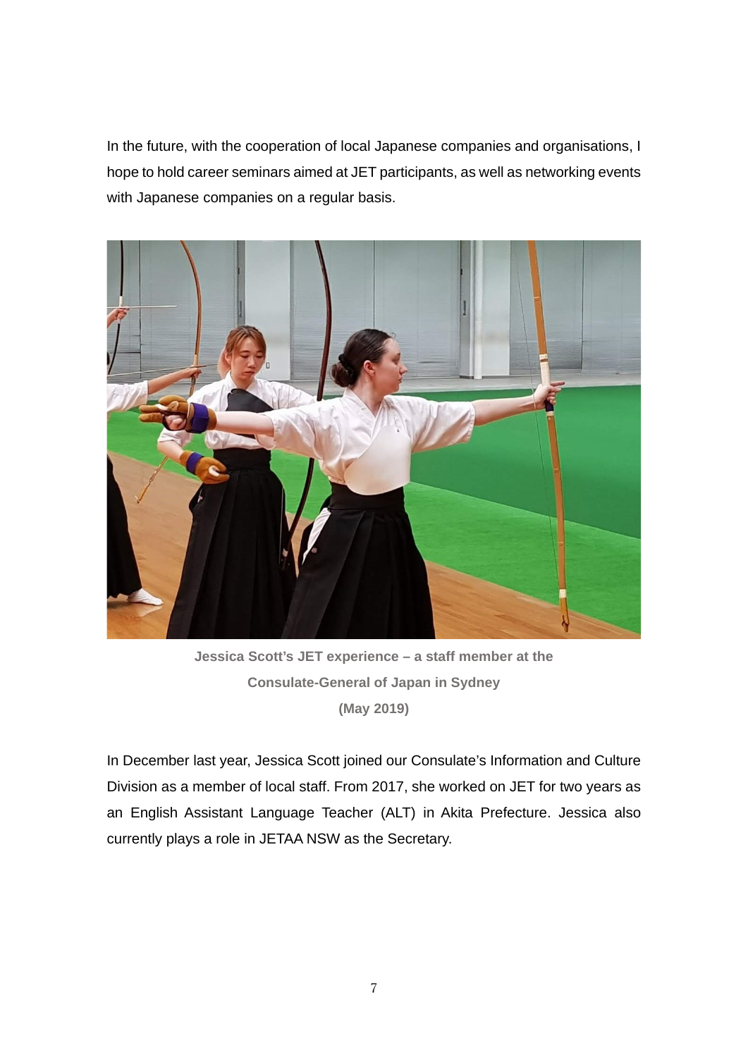In the future, with the cooperation of local Japanese companies and organisations, I hope to hold career seminars aimed at JET participants, as well as networking events with Japanese companies on a regular basis.

**Jessica Scott's JET experience – a staff member at the Consulate-General of Japan in Sydney**
**(May 2019)**

In December last year, Jessica Scott joined our Consulate's Information and Culture Division as a member of local staff. From 2017, she worked on JET for two years as an English Assistant Language Teacher (ALT) in Akita Prefecture. Jessica also currently plays a role in JETAA NSW as the Secretary.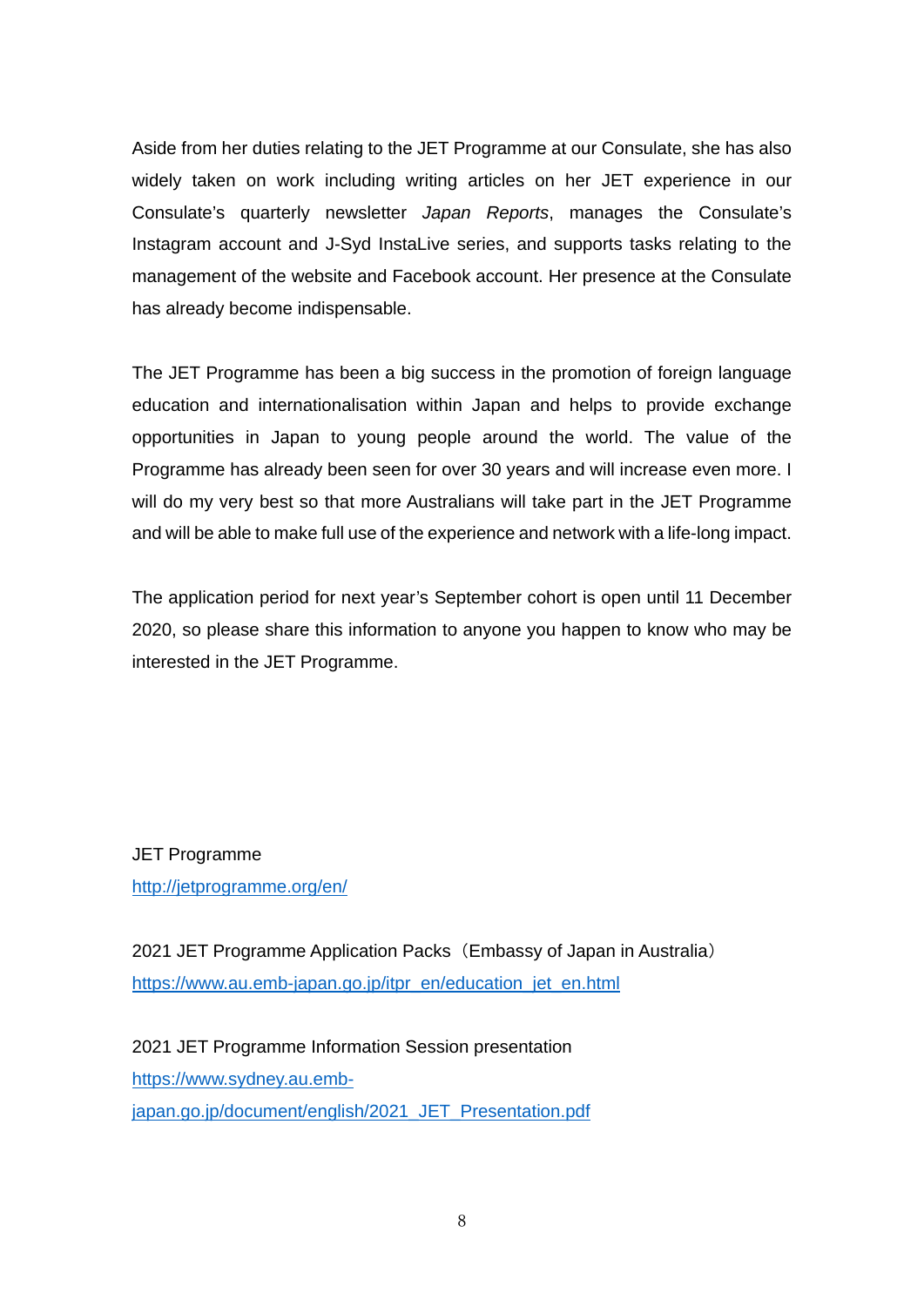Aside from her duties relating to the JET Programme at our Consulate, she has also widely taken on work including writing articles on her JET experience in our Consulate's quarterly newsletter *Japan Reports*, manages the Consulate's Instagram account and J-Syd InstaLive series, and supports tasks relating to the management of the website and Facebook account. Her presence at the Consulate has already become indispensable.

The JET Programme has been a big success in the promotion of foreign language education and internationalisation within Japan and helps to provide exchange opportunities in Japan to young people around the world. The value of the Programme has already been seen for over 30 years and will increase even more. I will do my very best so that more Australians will take part in the JET Programme and will be able to make full use of the experience and network with a life-long impact.

The application period for next year's September cohort is open until 11 December 2020, so please share this information to anyone you happen to know who may be interested in the JET Programme.

JET Programme
[http://jetprogramme.org/en/](http://jetprogramme.org/en/)

2021 JET Programme Application Packs（Embassy of Japan in Australia）
[https://www.au.emb-japan.go.jp/itpr_en/education_jet_en.html](https://www.au.emb-japan.go.jp/itpr_en/education_jet_en.html)

2021 JET Programme Information Session presentation
[https://www.sydney.au.emb-japan.go.jp/document/english/2021_JET_Presentation.pdf](https://www.sydney.au.emb-japan.go.jp/document/english/2021_JET_Presentation.pdf)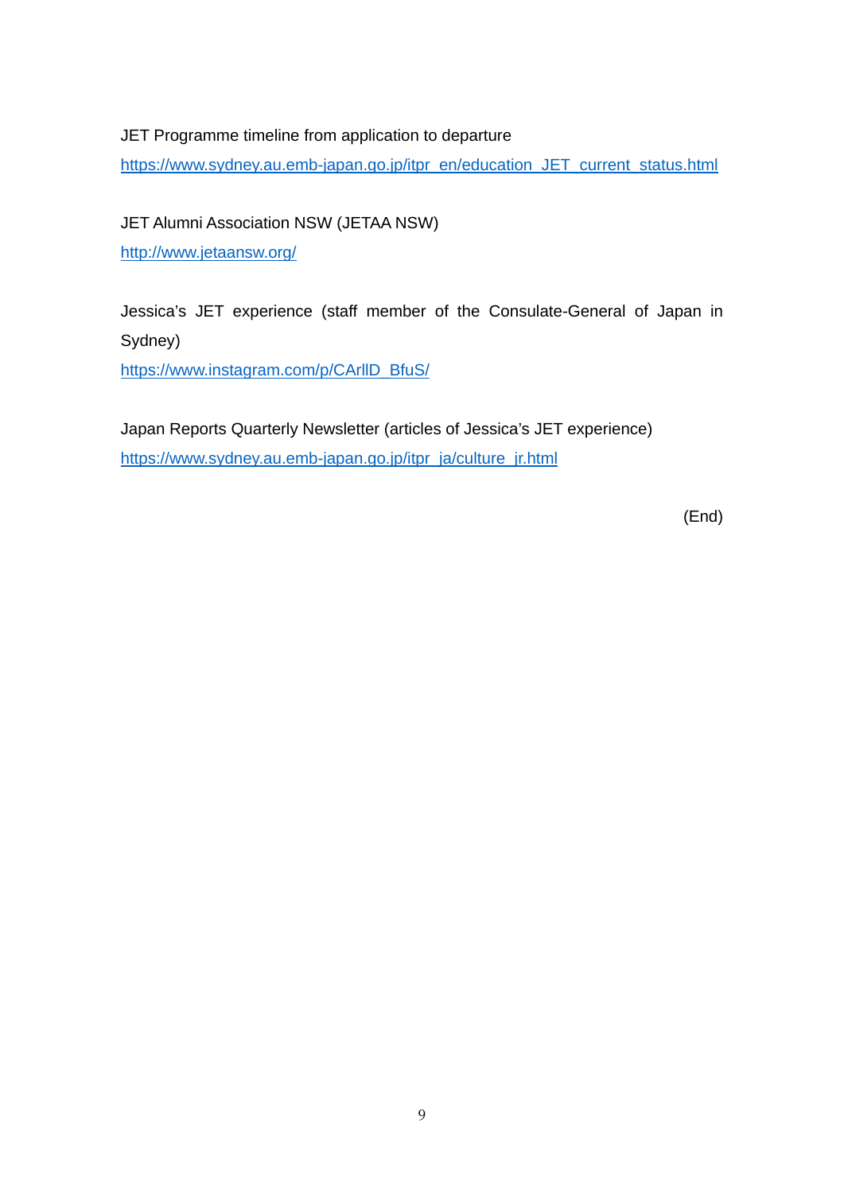JET Programme timeline from application to departure
https://www.sydney.au.emb-japan.go.jp/itpr_en/education_JET_current_status.html

JET Alumni Association NSW (JETAA NSW)
http://www.jetaansw.org/

Jessica's JET experience (staff member of the Consulate-General of Japan in Sydney)
https://www.instagram.com/p/CArlID_BfuS/

Japan Reports Quarterly Newsletter (articles of Jessica's JET experience)
https://www.sydney.au.emb-japan.go.jp/itpr_ja/culture_jr.html

(End)